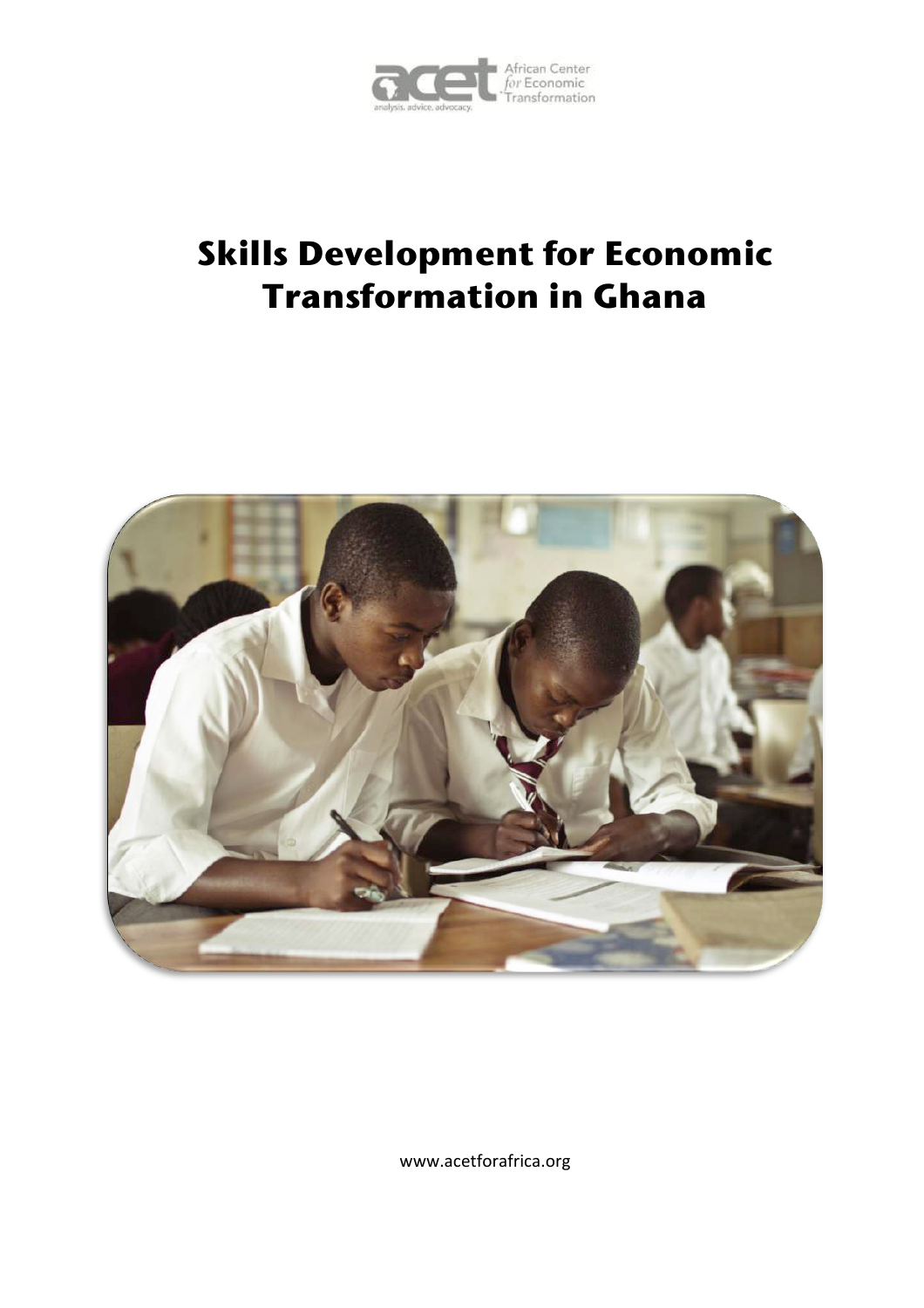acet African Center for Economic Transformation

analysis. advice. advocacy.

# Skills Development for Economic Transformation in Ghana

www.acetforafrica.org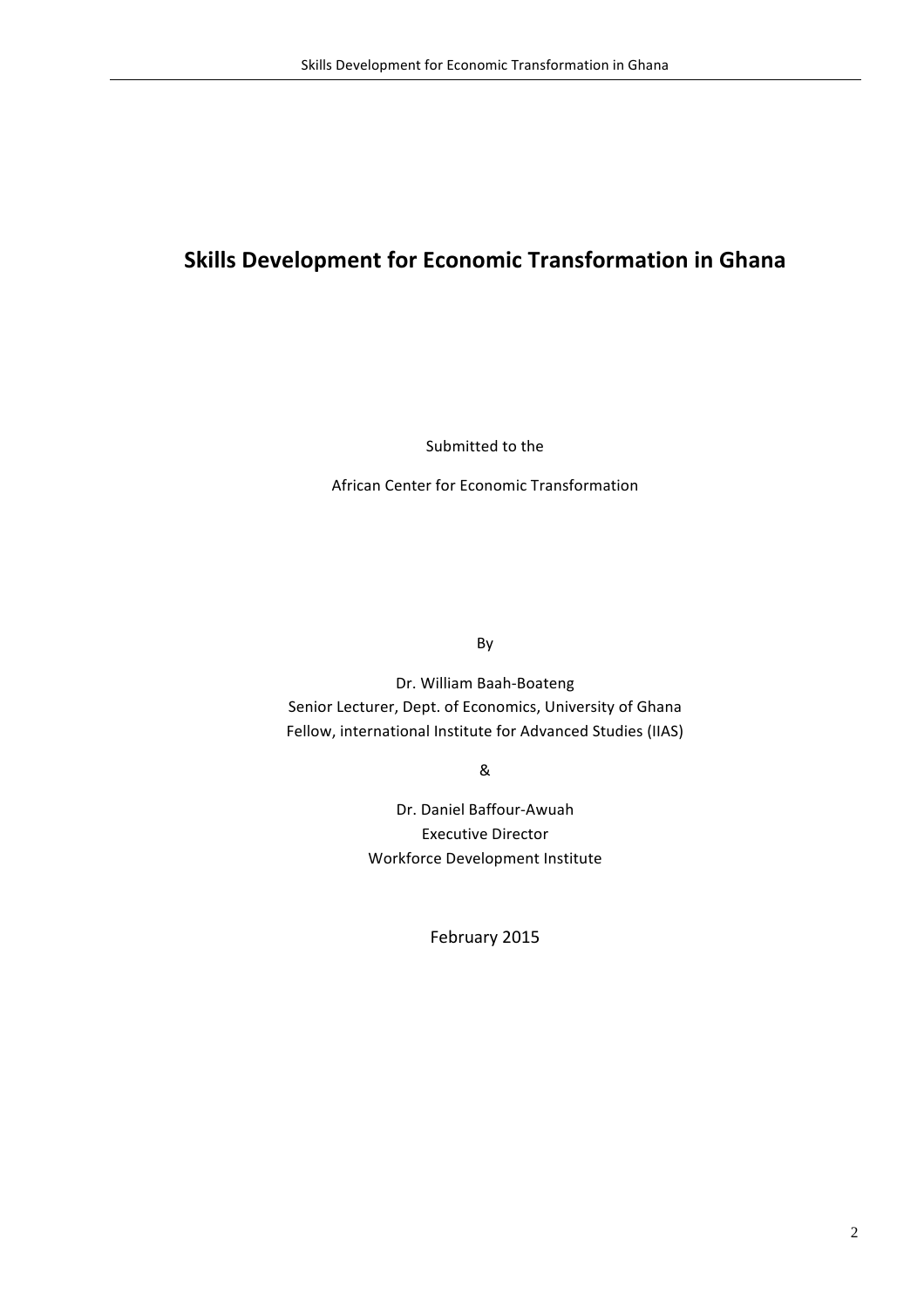# Skills Development for Economic Transformation in Ghana

Submitted to the

African Center for Economic Transformation

By

Dr. William Baah-Boateng
Senior Lecturer, Dept. of Economics, University of Ghana
Fellow, international Institute for Advanced Studies (IIAS)

&

Dr. Daniel Baffour-Awuah
Executive Director
Workforce Development Institute

February 2015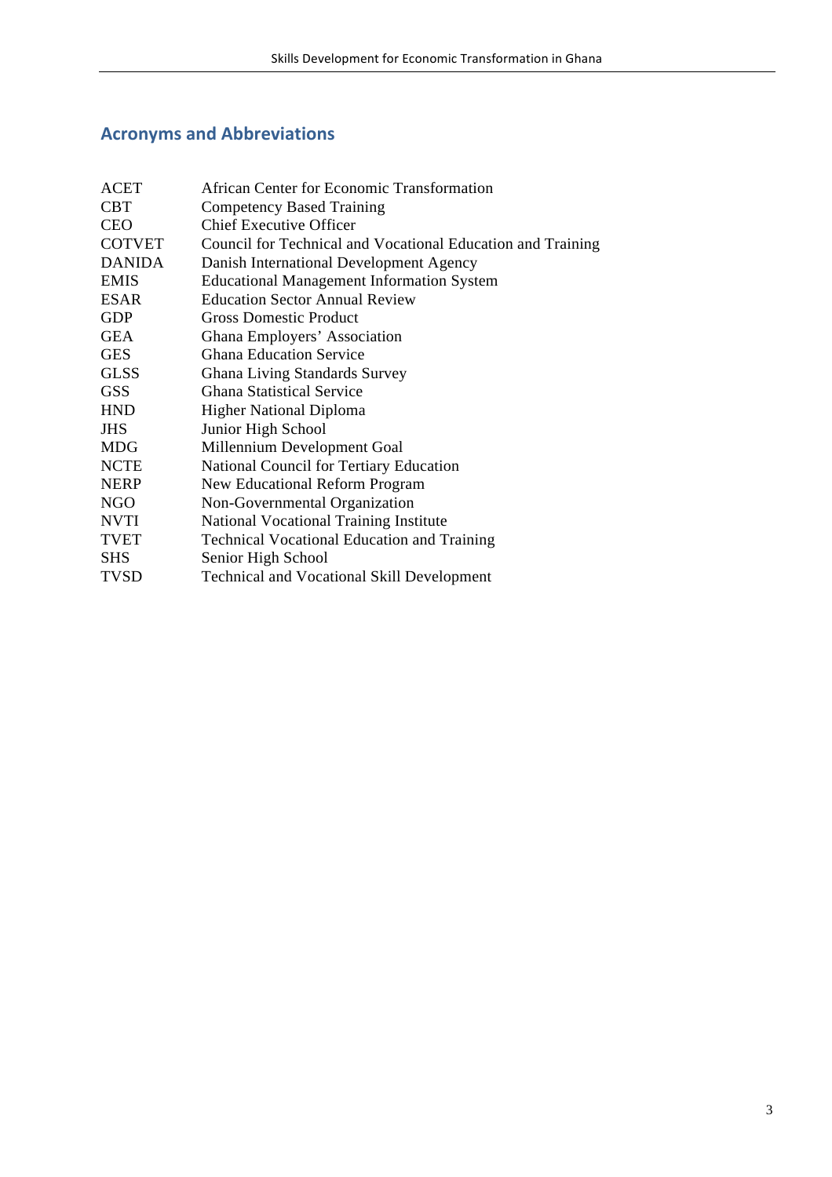## Acronyms and Abbreviations

| | |
|---|---|
| ACET | African Center for Economic Transformation |
| CBT | Competency Based Training |
| CEO | Chief Executive Officer |
| COTVET | Council for Technical and Vocational Education and Training |
| DANIDA | Danish International Development Agency |
| EMIS | Educational Management Information System |
| ESAR | Education Sector Annual Review |
| GDP | Gross Domestic Product |
| GEA | Ghana Employers' Association |
| GES | Ghana Education Service |
| GLSS | Ghana Living Standards Survey |
| GSS | Ghana Statistical Service |
| HND | Higher National Diploma |
| JHS | Junior High School |
| MDG | Millennium Development Goal |
| NCTE | National Council for Tertiary Education |
| NERP | New Educational Reform Program |
| NGO | Non-Governmental Organization |
| NVTI | National Vocational Training Institute |
| TVET | Technical Vocational Education and Training |
| SHS | Senior High School |
| TVSD | Technical and Vocational Skill Development |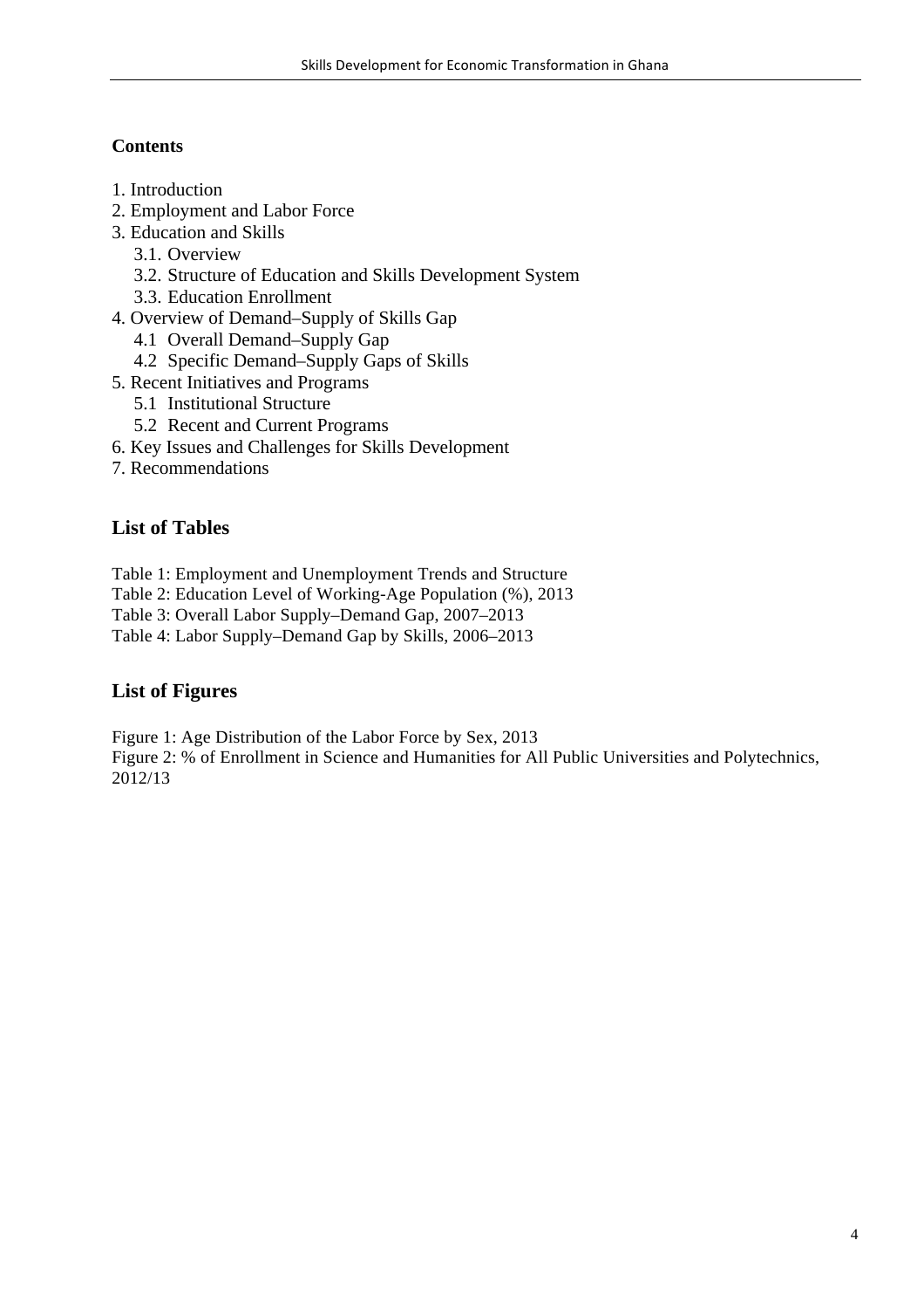**Contents**

1. Introduction
2. Employment and Labor Force
3. Education and Skills
   - 3.1. Overview
   - 3.2. Structure of Education and Skills Development System
   - 3.3. Education Enrollment
4. Overview of Demand–Supply of Skills Gap
   - 4.1 Overall Demand–Supply Gap
   - 4.2 Specific Demand–Supply Gaps of Skills
5. Recent Initiatives and Programs
   - 5.1 Institutional Structure
   - 5.2 Recent and Current Programs
6. Key Issues and Challenges for Skills Development
7. Recommendations

## List of Tables

Table 1: Employment and Unemployment Trends and Structure
Table 2: Education Level of Working-Age Population (%), 2013
Table 3: Overall Labor Supply–Demand Gap, 2007–2013
Table 4: Labor Supply–Demand Gap by Skills, 2006–2013

## List of Figures

Figure 1: Age Distribution of the Labor Force by Sex, 2013
Figure 2: % of Enrollment in Science and Humanities for All Public Universities and Polytechnics, 2012/13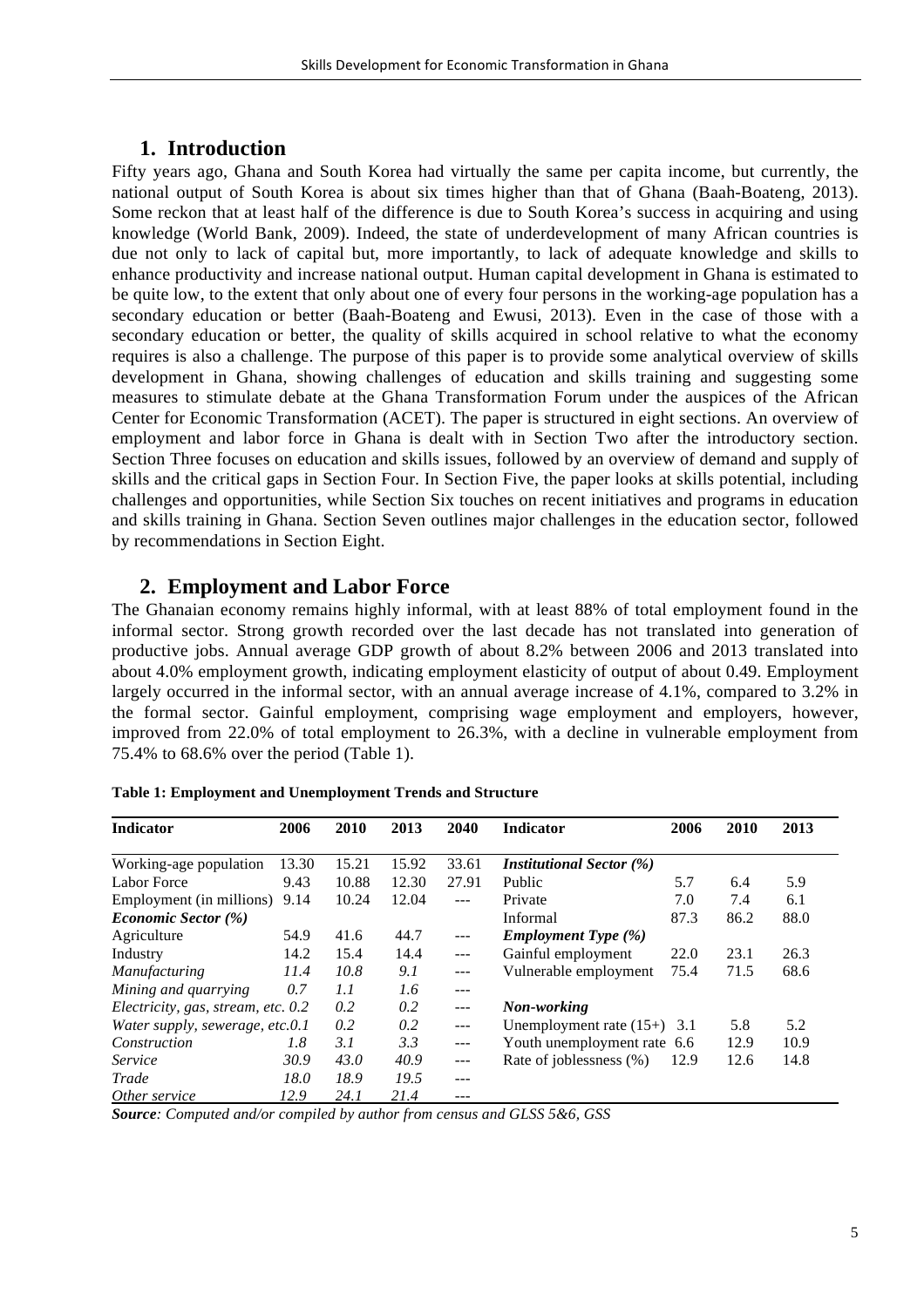## 1. Introduction

Fifty years ago, Ghana and South Korea had virtually the same per capita income, but currently, the national output of South Korea is about six times higher than that of Ghana (Baah-Boateng, 2013). Some reckon that at least half of the difference is due to South Korea's success in acquiring and using knowledge (World Bank, 2009). Indeed, the state of underdevelopment of many African countries is due not only to lack of capital but, more importantly, to lack of adequate knowledge and skills to enhance productivity and increase national output. Human capital development in Ghana is estimated to be quite low, to the extent that only about one of every four persons in the working-age population has a secondary education or better (Baah-Boateng and Ewusi, 2013). Even in the case of those with a secondary education or better, the quality of skills acquired in school relative to what the economy requires is also a challenge. The purpose of this paper is to provide some analytical overview of skills development in Ghana, showing challenges of education and skills training and suggesting some measures to stimulate debate at the Ghana Transformation Forum under the auspices of the African Center for Economic Transformation (ACET). The paper is structured in eight sections. An overview of employment and labor force in Ghana is dealt with in Section Two after the introductory section. Section Three focuses on education and skills issues, followed by an overview of demand and supply of skills and the critical gaps in Section Four. In Section Five, the paper looks at skills potential, including challenges and opportunities, while Section Six touches on recent initiatives and programs in education and skills training in Ghana. Section Seven outlines major challenges in the education sector, followed by recommendations in Section Eight.

## 2. Employment and Labor Force

The Ghanaian economy remains highly informal, with at least 88% of total employment found in the informal sector. Strong growth recorded over the last decade has not translated into generation of productive jobs. Annual average GDP growth of about 8.2% between 2006 and 2013 translated into about 4.0% employment growth, indicating employment elasticity of output of about 0.49. Employment largely occurred in the informal sector, with an annual average increase of 4.1%, compared to 3.2% in the formal sector. Gainful employment, comprising wage employment and employers, however, improved from 22.0% of total employment to 26.3%, with a decline in vulnerable employment from 75.4% to 68.6% over the period (Table 1).

**Table 1: Employment and Unemployment Trends and Structure**

| Indicator | 2006 | 2010 | 2013 | 2040 | Indicator | 2006 | 2010 | 2013 |
|---|---|---|---|---|---|---|---|---|
| Working-age population | 13.30 | 15.21 | 15.92 | 33.61 | ***Institutional Sector (%)*** | | | |
| Labor Force | 9.43 | 10.88 | 12.30 | 27.91 | Public | 5.7 | 6.4 | 5.9 |
| Employment (in millions) | 9.14 | 10.24 | 12.04 | --- | Private | 7.0 | 7.4 | 6.1 |
| ***Economic Sector (%)*** | | | | | Informal | 87.3 | 86.2 | 88.0 |
| Agriculture | 54.9 | 41.6 | 44.7 | --- | ***Employment Type (%)*** | | | |
| Industry | 14.2 | 15.4 | 14.4 | --- | Gainful employment | 22.0 | 23.1 | 26.3 |
| *Manufacturing* | *11.4* | *10.8* | *9.1* | --- | Vulnerable employment | 75.4 | 71.5 | 68.6 |
| *Mining and quarrying* | *0.7* | *1.1* | *1.6* | --- | | | | |
| *Electricity, gas, stream, etc.* | *0.2* | *0.2* | *0.2* | --- | ***Non-working*** | | | |
| *Water supply, sewerage, etc.* | *0.1* | *0.2* | *0.2* | --- | Unemployment rate (15+) | 3.1 | 5.8 | 5.2 |
| *Construction* | *1.8* | *3.1* | *3.3* | --- | Youth unemployment rate | 6.6 | 12.9 | 10.9 |
| *Service* | *30.9* | *43.0* | *40.9* | --- | Rate of joblessness (%) | 12.9 | 12.6 | 14.8 |
| *Trade* | *18.0* | *18.9* | *19.5* | --- | | | | |
| *Other service* | *12.9* | *24.1* | *21.4* | --- | | | | |

***Source**: Computed and/or compiled by author from census and GLSS 5&6, GSS*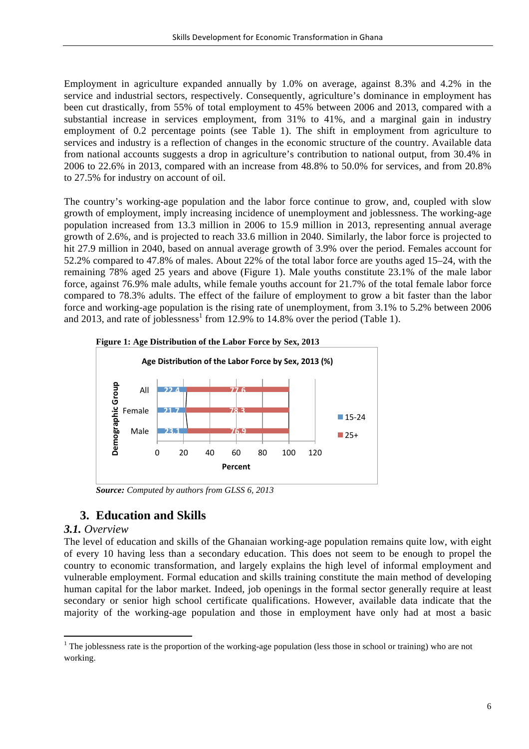Employment in agriculture expanded annually by 1.0% on average, against 8.3% and 4.2% in the service and industrial sectors, respectively. Consequently, agriculture's dominance in employment has been cut drastically, from 55% of total employment to 45% between 2006 and 2013, compared with a substantial increase in services employment, from 31% to 41%, and a marginal gain in industry employment of 0.2 percentage points (see Table 1). The shift in employment from agriculture to services and industry is a reflection of changes in the economic structure of the country. Available data from national accounts suggests a drop in agriculture's contribution to national output, from 30.4% in 2006 to 22.6% in 2013, compared with an increase from 48.8% to 50.0% for services, and from 20.8% to 27.5% for industry on account of oil.

The country's working-age population and the labor force continue to grow, and, coupled with slow growth of employment, imply increasing incidence of unemployment and joblessness. The working-age population increased from 13.3 million in 2006 to 15.9 million in 2013, representing annual average growth of 2.6%, and is projected to reach 33.6 million in 2040. Similarly, the labor force is projected to hit 27.9 million in 2040, based on annual average growth of 3.9% over the period. Females account for 52.2% compared to 47.8% of males. About 22% of the total labor force are youths aged 15–24, with the remaining 78% aged 25 years and above (Figure 1). Male youths constitute 23.1% of the male labor force, against 76.9% male adults, while female youths account for 21.7% of the total female labor force compared to 78.3% adults. The effect of the failure of employment to grow a bit faster than the labor force and working-age population is the rising rate of unemployment, from 3.1% to 5.2% between 2006 and 2013, and rate of joblessness[1] from 12.9% to 14.8% over the period (Table 1).

**Figure 1: Age Distribution of the Labor Force by Sex, 2013**

Age Distribution of the Labor Force by Sex, 2013 (%)

| Demographic Group | 15-24 | 25+ |
|---|---|---|
| All | 22.4 | 77.6 |
| Female | 21.7 | 78.3 |
| Male | 23.1 | 76.9 |

***Source:*** *Computed by authors from GLSS 6, 2013*

## 3. Education and Skills

### *3.1. Overview*

The level of education and skills of the Ghanaian working-age population remains quite low, with eight of every 10 having less than a secondary education. This does not seem to be enough to propel the country to economic transformation, and largely explains the high level of informal employment and vulnerable employment. Formal education and skills training constitute the main method of developing human capital for the labor market. Indeed, job openings in the formal sector generally require at least secondary or senior high school certificate qualifications. However, available data indicate that the majority of the working-age population and those in employment have only had at most a basic

[1] The joblessness rate is the proportion of the working-age population (less those in school or training) who are not working.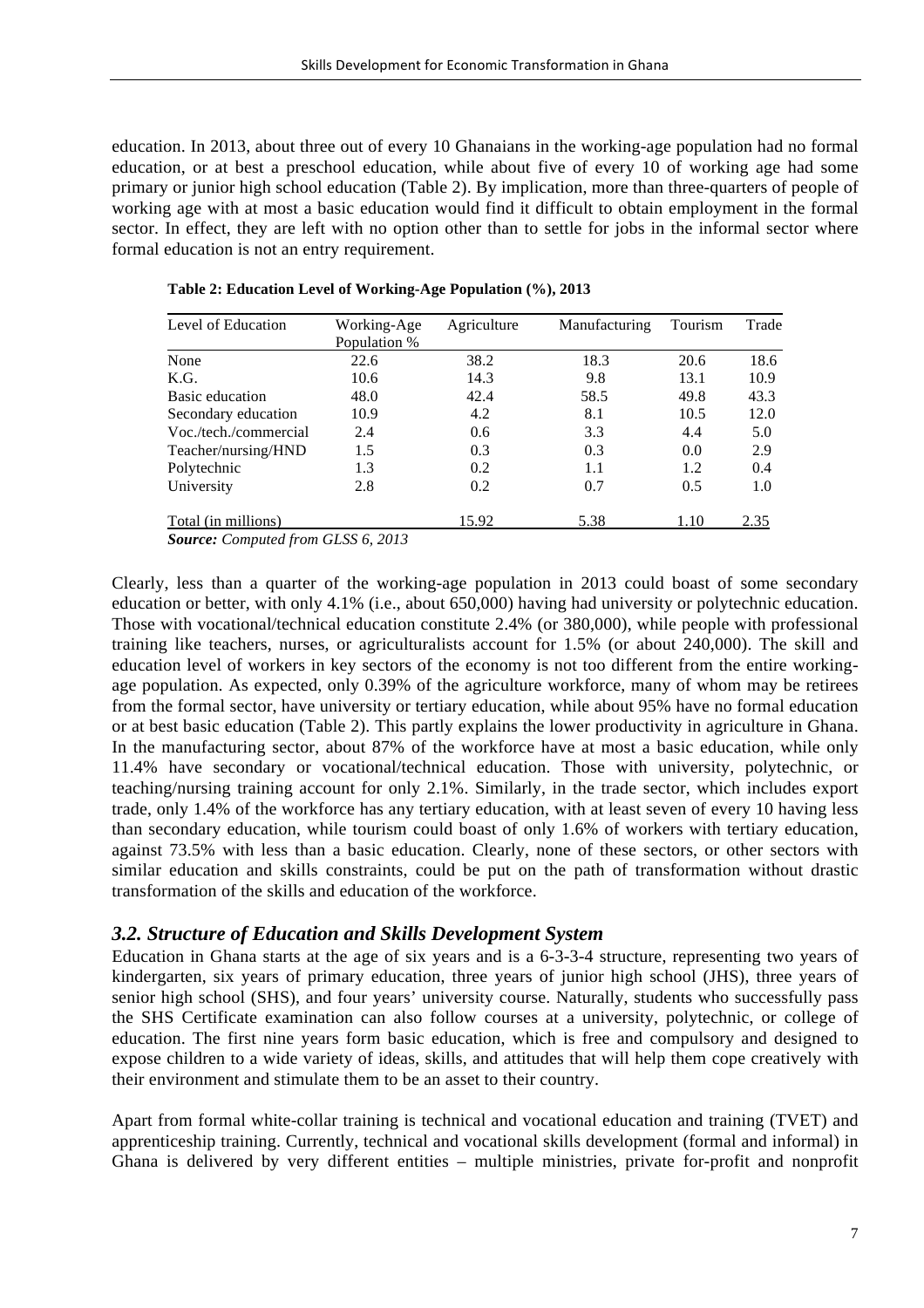education. In 2013, about three out of every 10 Ghanaians in the working-age population had no formal education, or at best a preschool education, while about five of every 10 of working age had some primary or junior high school education (Table 2). By implication, more than three-quarters of people of working age with at most a basic education would find it difficult to obtain employment in the formal sector. In effect, they are left with no option other than to settle for jobs in the informal sector where formal education is not an entry requirement.

**Table 2: Education Level of Working-Age Population (%), 2013**

| Level of Education | Working-Age Population % | Agriculture | Manufacturing | Tourism | Trade |
|---|---|---|---|---|---|
| None | 22.6 | 38.2 | 18.3 | 20.6 | 18.6 |
| K.G. | 10.6 | 14.3 | 9.8 | 13.1 | 10.9 |
| Basic education | 48.0 | 42.4 | 58.5 | 49.8 | 43.3 |
| Secondary education | 10.9 | 4.2 | 8.1 | 10.5 | 12.0 |
| Voc./tech./commercial | 2.4 | 0.6 | 3.3 | 4.4 | 5.0 |
| Teacher/nursing/HND | 1.5 | 0.3 | 0.3 | 0.0 | 2.9 |
| Polytechnic | 1.3 | 0.2 | 1.1 | 1.2 | 0.4 |
| University | 2.8 | 0.2 | 0.7 | 0.5 | 1.0 |
| Total (in millions) | | 15.92 | 5.38 | 1.10 | 2.35 |

***Source:*** *Computed from GLSS 6, 2013*

Clearly, less than a quarter of the working-age population in 2013 could boast of some secondary education or better, with only 4.1% (i.e., about 650,000) having had university or polytechnic education. Those with vocational/technical education constitute 2.4% (or 380,000), while people with professional training like teachers, nurses, or agriculturalists account for 1.5% (or about 240,000). The skill and education level of workers in key sectors of the economy is not too different from the entire working-age population. As expected, only 0.39% of the agriculture workforce, many of whom may be retirees from the formal sector, have university or tertiary education, while about 95% have no formal education or at best basic education (Table 2). This partly explains the lower productivity in agriculture in Ghana. In the manufacturing sector, about 87% of the workforce have at most a basic education, while only 11.4% have secondary or vocational/technical education. Those with university, polytechnic, or teaching/nursing training account for only 2.1%. Similarly, in the trade sector, which includes export trade, only 1.4% of the workforce has any tertiary education, with at least seven of every 10 having less than secondary education, while tourism could boast of only 1.6% of workers with tertiary education, against 73.5% with less than a basic education. Clearly, none of these sectors, or other sectors with similar education and skills constraints, could be put on the path of transformation without drastic transformation of the skills and education of the workforce.

### *3.2. Structure of Education and Skills Development System*

Education in Ghana starts at the age of six years and is a 6-3-3-4 structure, representing two years of kindergarten, six years of primary education, three years of junior high school (JHS), three years of senior high school (SHS), and four years' university course. Naturally, students who successfully pass the SHS Certificate examination can also follow courses at a university, polytechnic, or college of education. The first nine years form basic education, which is free and compulsory and designed to expose children to a wide variety of ideas, skills, and attitudes that will help them cope creatively with their environment and stimulate them to be an asset to their country.

Apart from formal white-collar training is technical and vocational education and training (TVET) and apprenticeship training. Currently, technical and vocational skills development (formal and informal) in Ghana is delivered by very different entities – multiple ministries, private for-profit and nonprofit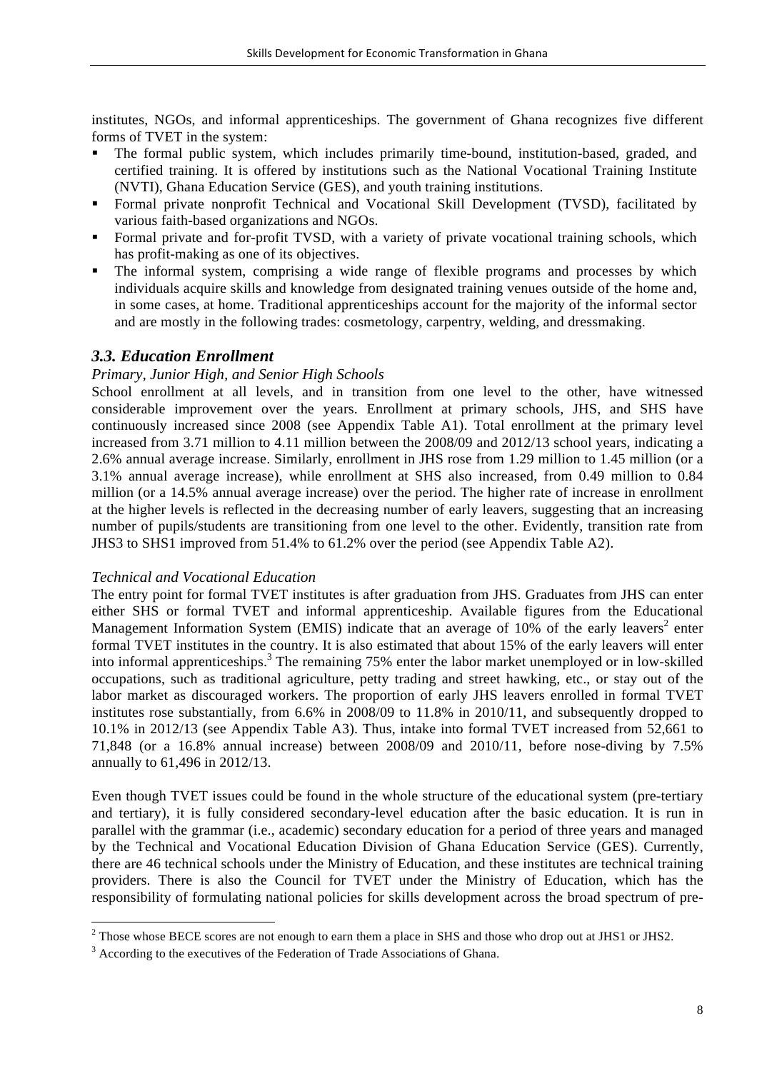institutes, NGOs, and informal apprenticeships. The government of Ghana recognizes five different forms of TVET in the system:

- The formal public system, which includes primarily time-bound, institution-based, graded, and certified training. It is offered by institutions such as the National Vocational Training Institute (NVTI), Ghana Education Service (GES), and youth training institutions.
- Formal private nonprofit Technical and Vocational Skill Development (TVSD), facilitated by various faith-based organizations and NGOs.
- Formal private and for-profit TVSD, with a variety of private vocational training schools, which has profit-making as one of its objectives.
- The informal system, comprising a wide range of flexible programs and processes by which individuals acquire skills and knowledge from designated training venues outside of the home and, in some cases, at home. Traditional apprenticeships account for the majority of the informal sector and are mostly in the following trades: cosmetology, carpentry, welding, and dressmaking.

### *3.3. Education Enrollment*

*Primary, Junior High, and Senior High Schools*

School enrollment at all levels, and in transition from one level to the other, have witnessed considerable improvement over the years. Enrollment at primary schools, JHS, and SHS have continuously increased since 2008 (see Appendix Table A1). Total enrollment at the primary level increased from 3.71 million to 4.11 million between the 2008/09 and 2012/13 school years, indicating a 2.6% annual average increase. Similarly, enrollment in JHS rose from 1.29 million to 1.45 million (or a 3.1% annual average increase), while enrollment at SHS also increased, from 0.49 million to 0.84 million (or a 14.5% annual average increase) over the period. The higher rate of increase in enrollment at the higher levels is reflected in the decreasing number of early leavers, suggesting that an increasing number of pupils/students are transitioning from one level to the other. Evidently, transition rate from JHS3 to SHS1 improved from 51.4% to 61.2% over the period (see Appendix Table A2).

*Technical and Vocational Education*

The entry point for formal TVET institutes is after graduation from JHS. Graduates from JHS can enter either SHS or formal TVET and informal apprenticeship. Available figures from the Educational Management Information System (EMIS) indicate that an average of 10% of the early leavers[2] enter formal TVET institutes in the country. It is also estimated that about 15% of the early leavers will enter into informal apprenticeships.[3] The remaining 75% enter the labor market unemployed or in low-skilled occupations, such as traditional agriculture, petty trading and street hawking, etc., or stay out of the labor market as discouraged workers. The proportion of early JHS leavers enrolled in formal TVET institutes rose substantially, from 6.6% in 2008/09 to 11.8% in 2010/11, and subsequently dropped to 10.1% in 2012/13 (see Appendix Table A3). Thus, intake into formal TVET increased from 52,661 to 71,848 (or a 16.8% annual increase) between 2008/09 and 2010/11, before nose-diving by 7.5% annually to 61,496 in 2012/13.

Even though TVET issues could be found in the whole structure of the educational system (pre-tertiary and tertiary), it is fully considered secondary-level education after the basic education. It is run in parallel with the grammar (i.e., academic) secondary education for a period of three years and managed by the Technical and Vocational Education Division of Ghana Education Service (GES). Currently, there are 46 technical schools under the Ministry of Education, and these institutes are technical training providers. There is also the Council for TVET under the Ministry of Education, which has the responsibility of formulating national policies for skills development across the broad spectrum of pre-

---

[2] Those whose BECE scores are not enough to earn them a place in SHS and those who drop out at JHS1 or JHS2.

[3] According to the executives of the Federation of Trade Associations of Ghana.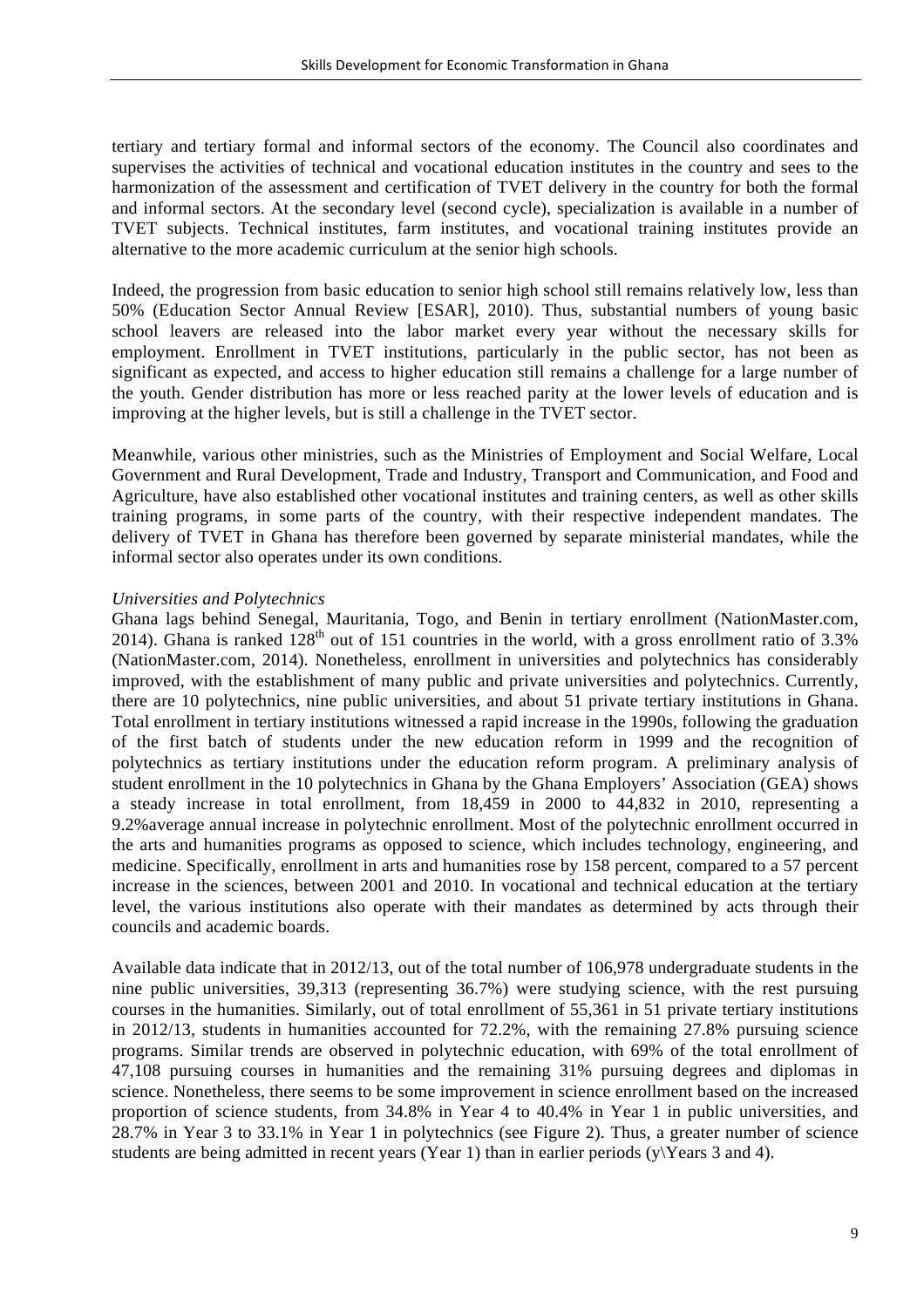tertiary and tertiary formal and informal sectors of the economy. The Council also coordinates and supervises the activities of technical and vocational education institutes in the country and sees to the harmonization of the assessment and certification of TVET delivery in the country for both the formal and informal sectors. At the secondary level (second cycle), specialization is available in a number of TVET subjects. Technical institutes, farm institutes, and vocational training institutes provide an alternative to the more academic curriculum at the senior high schools.

Indeed, the progression from basic education to senior high school still remains relatively low, less than 50% (Education Sector Annual Review [ESAR], 2010). Thus, substantial numbers of young basic school leavers are released into the labor market every year without the necessary skills for employment. Enrollment in TVET institutions, particularly in the public sector, has not been as significant as expected, and access to higher education still remains a challenge for a large number of the youth. Gender distribution has more or less reached parity at the lower levels of education and is improving at the higher levels, but is still a challenge in the TVET sector.

Meanwhile, various other ministries, such as the Ministries of Employment and Social Welfare, Local Government and Rural Development, Trade and Industry, Transport and Communication, and Food and Agriculture, have also established other vocational institutes and training centers, as well as other skills training programs, in some parts of the country, with their respective independent mandates. The delivery of TVET in Ghana has therefore been governed by separate ministerial mandates, while the informal sector also operates under its own conditions.

*Universities and Polytechnics*

Ghana lags behind Senegal, Mauritania, Togo, and Benin in tertiary enrollment (NationMaster.com, 2014). Ghana is ranked 128th out of 151 countries in the world, with a gross enrollment ratio of 3.3% (NationMaster.com, 2014). Nonetheless, enrollment in universities and polytechnics has considerably improved, with the establishment of many public and private universities and polytechnics. Currently, there are 10 polytechnics, nine public universities, and about 51 private tertiary institutions in Ghana. Total enrollment in tertiary institutions witnessed a rapid increase in the 1990s, following the graduation of the first batch of students under the new education reform in 1999 and the recognition of polytechnics as tertiary institutions under the education reform program. A preliminary analysis of student enrollment in the 10 polytechnics in Ghana by the Ghana Employers' Association (GEA) shows a steady increase in total enrollment, from 18,459 in 2000 to 44,832 in 2010, representing a 9.2%average annual increase in polytechnic enrollment. Most of the polytechnic enrollment occurred in the arts and humanities programs as opposed to science, which includes technology, engineering, and medicine. Specifically, enrollment in arts and humanities rose by 158 percent, compared to a 57 percent increase in the sciences, between 2001 and 2010. In vocational and technical education at the tertiary level, the various institutions also operate with their mandates as determined by acts through their councils and academic boards.

Available data indicate that in 2012/13, out of the total number of 106,978 undergraduate students in the nine public universities, 39,313 (representing 36.7%) were studying science, with the rest pursuing courses in the humanities. Similarly, out of total enrollment of 55,361 in 51 private tertiary institutions in 2012/13, students in humanities accounted for 72.2%, with the remaining 27.8% pursuing science programs. Similar trends are observed in polytechnic education, with 69% of the total enrollment of 47,108 pursuing courses in humanities and the remaining 31% pursuing degrees and diplomas in science. Nonetheless, there seems to be some improvement in science enrollment based on the increased proportion of science students, from 34.8% in Year 4 to 40.4% in Year 1 in public universities, and 28.7% in Year 3 to 33.1% in Year 1 in polytechnics (see Figure 2). Thus, a greater number of science students are being admitted in recent years (Year 1) than in earlier periods (y\Years 3 and 4).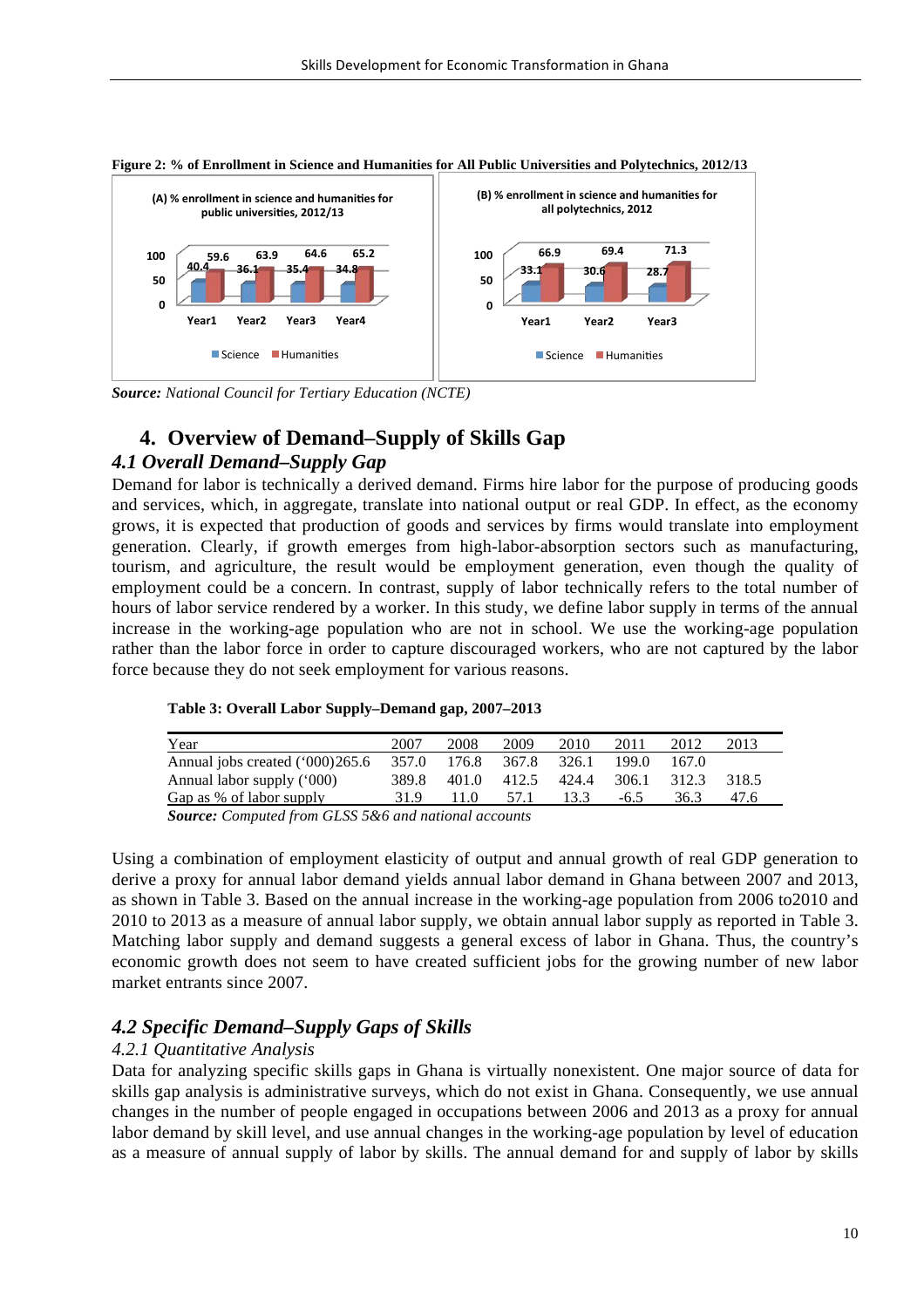**Figure 2: % of Enrollment in Science and Humanities for All Public Universities and Polytechnics, 2012/13**

**(A) % enrollment in science and humanities for public universities, 2012/13**

| | Year1 | Year2 | Year3 | Year4 |
|---|---|---|---|---|
| Science | 40.4 | 36.1 | 35.4 | 34.8 |
| Humanities | 59.6 | 63.9 | 64.6 | 65.2 |

**(B) % enrollment in science and humanities for all polytechnics, 2012**

| | Year1 | Year2 | Year3 |
|---|---|---|---|
| Science | 33.1 | 30.6 | 28.7 |
| Humanities | 66.9 | 69.4 | 71.3 |

***Source:*** *National Council for Tertiary Education (NCTE)*

## 4. Overview of Demand–Supply of Skills Gap

### *4.1 Overall Demand–Supply Gap*

Demand for labor is technically a derived demand. Firms hire labor for the purpose of producing goods and services, which, in aggregate, translate into national output or real GDP. In effect, as the economy grows, it is expected that production of goods and services by firms would translate into employment generation. Clearly, if growth emerges from high-labor-absorption sectors such as manufacturing, tourism, and agriculture, the result would be employment generation, even though the quality of employment could be a concern. In contrast, supply of labor technically refers to the total number of hours of labor service rendered by a worker. In this study, we define labor supply in terms of the annual increase in the working-age population who are not in school. We use the working-age population rather than the labor force in order to capture discouraged workers, who are not captured by the labor force because they do not seek employment for various reasons.

**Table 3: Overall Labor Supply–Demand gap, 2007–2013**

| Year | 2007 | 2008 | 2009 | 2010 | 2011 | 2012 | 2013 |
|---|---|---|---|---|---|---|---|
| Annual jobs created ('000) | 265.6 | 357.0 | 176.8 | 367.8 | 326.1 | 199.0 | 167.0 |
| Annual labor supply ('000) | 389.8 | 401.0 | 412.5 | 424.4 | 306.1 | 312.3 | 318.5 |
| Gap as % of labor supply | 31.9 | 11.0 | 57.1 | 13.3 | -6.5 | 36.3 | 47.6 |

***Source:*** *Computed from GLSS 5&6 and national accounts*

Using a combination of employment elasticity of output and annual growth of real GDP generation to derive a proxy for annual labor demand yields annual labor demand in Ghana between 2007 and 2013, as shown in Table 3. Based on the annual increase in the working-age population from 2006 to2010 and 2010 to 2013 as a measure of annual labor supply, we obtain annual labor supply as reported in Table 3. Matching labor supply and demand suggests a general excess of labor in Ghana. Thus, the country's economic growth does not seem to have created sufficient jobs for the growing number of new labor market entrants since 2007.

### *4.2 Specific Demand–Supply Gaps of Skills*

#### *4.2.1 Quantitative Analysis*

Data for analyzing specific skills gaps in Ghana is virtually nonexistent. One major source of data for skills gap analysis is administrative surveys, which do not exist in Ghana. Consequently, we use annual changes in the number of people engaged in occupations between 2006 and 2013 as a proxy for annual labor demand by skill level, and use annual changes in the working-age population by level of education as a measure of annual supply of labor by skills. The annual demand for and supply of labor by skills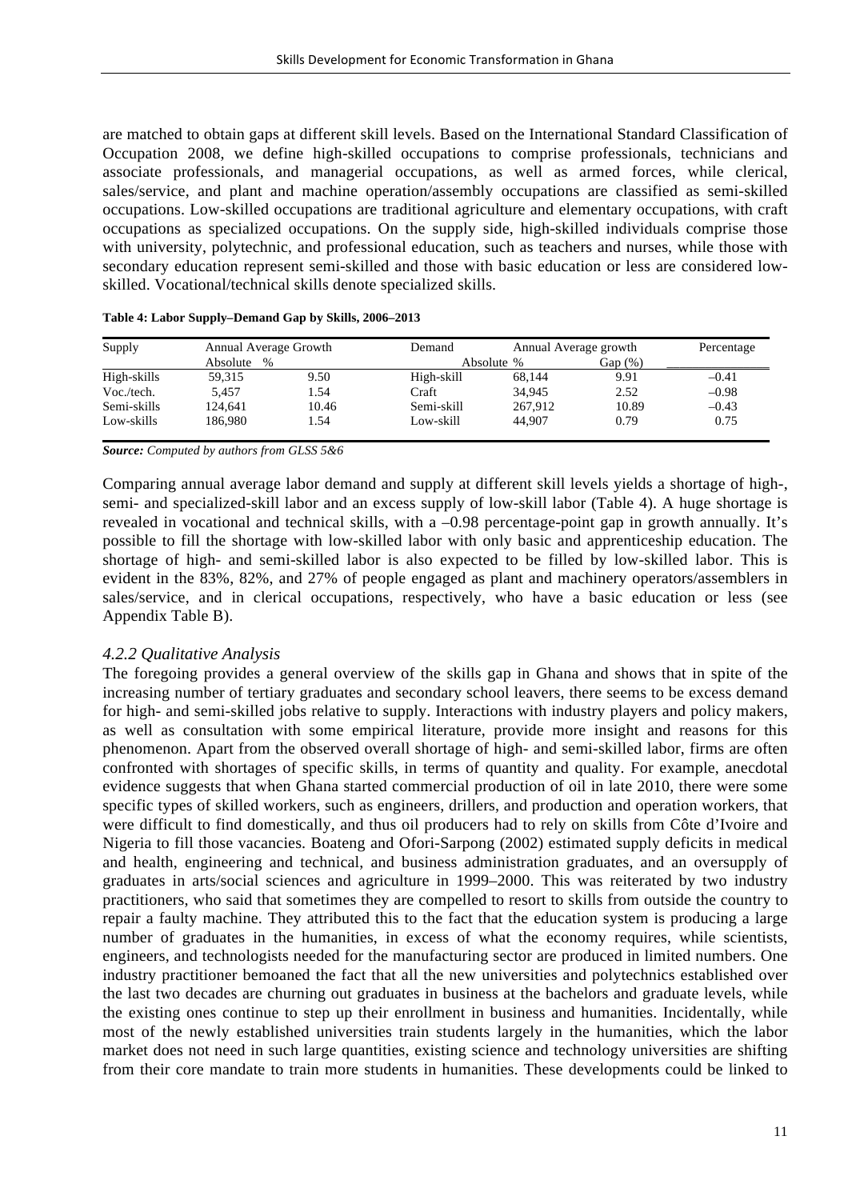are matched to obtain gaps at different skill levels. Based on the International Standard Classification of Occupation 2008, we define high-skilled occupations to comprise professionals, technicians and associate professionals, and managerial occupations, as well as armed forces, while clerical, sales/service, and plant and machine operation/assembly occupations are classified as semi-skilled occupations. Low-skilled occupations are traditional agriculture and elementary occupations, with craft occupations as specialized occupations. On the supply side, high-skilled individuals comprise those with university, polytechnic, and professional education, such as teachers and nurses, while those with secondary education represent semi-skilled and those with basic education or less are considered low-skilled. Vocational/technical skills denote specialized skills.

**Table 4: Labor Supply–Demand Gap by Skills, 2006–2013**

| Supply | Annual Average Growth | | Demand | Annual Average growth | | Percentage |
|---|---|---|---|---|---|---|
| | Absolute | % | | Absolute | % Gap (%) | |
| High-skills | 59,315 | 9.50 | High-skill | 68,144 | 9.91 | –0.41 |
| Voc./tech. | 5,457 | 1.54 | Craft | 34,945 | 2.52 | –0.98 |
| Semi-skills | 124,641 | 10.46 | Semi-skill | 267,912 | 10.89 | –0.43 |
| Low-skills | 186,980 | 1.54 | Low-skill | 44,907 | 0.79 | 0.75 |

***Source:*** *Computed by authors from GLSS 5&6*

Comparing annual average labor demand and supply at different skill levels yields a shortage of high-, semi- and specialized-skill labor and an excess supply of low-skill labor (Table 4). A huge shortage is revealed in vocational and technical skills, with a –0.98 percentage-point gap in growth annually. It's possible to fill the shortage with low-skilled labor with only basic and apprenticeship education. The shortage of high- and semi-skilled labor is also expected to be filled by low-skilled labor. This is evident in the 83%, 82%, and 27% of people engaged as plant and machinery operators/assemblers in sales/service, and in clerical occupations, respectively, who have a basic education or less (see Appendix Table B).

### *4.2.2 Qualitative Analysis*

The foregoing provides a general overview of the skills gap in Ghana and shows that in spite of the increasing number of tertiary graduates and secondary school leavers, there seems to be excess demand for high- and semi-skilled jobs relative to supply. Interactions with industry players and policy makers, as well as consultation with some empirical literature, provide more insight and reasons for this phenomenon. Apart from the observed overall shortage of high- and semi-skilled labor, firms are often confronted with shortages of specific skills, in terms of quantity and quality. For example, anecdotal evidence suggests that when Ghana started commercial production of oil in late 2010, there were some specific types of skilled workers, such as engineers, drillers, and production and operation workers, that were difficult to find domestically, and thus oil producers had to rely on skills from Côte d'Ivoire and Nigeria to fill those vacancies. Boateng and Ofori-Sarpong (2002) estimated supply deficits in medical and health, engineering and technical, and business administration graduates, and an oversupply of graduates in arts/social sciences and agriculture in 1999–2000. This was reiterated by two industry practitioners, who said that sometimes they are compelled to resort to skills from outside the country to repair a faulty machine. They attributed this to the fact that the education system is producing a large number of graduates in the humanities, in excess of what the economy requires, while scientists, engineers, and technologists needed for the manufacturing sector are produced in limited numbers. One industry practitioner bemoaned the fact that all the new universities and polytechnics established over the last two decades are churning out graduates in business at the bachelors and graduate levels, while the existing ones continue to step up their enrollment in business and humanities. Incidentally, while most of the newly established universities train students largely in the humanities, which the labor market does not need in such large quantities, existing science and technology universities are shifting from their core mandate to train more students in humanities. These developments could be linked to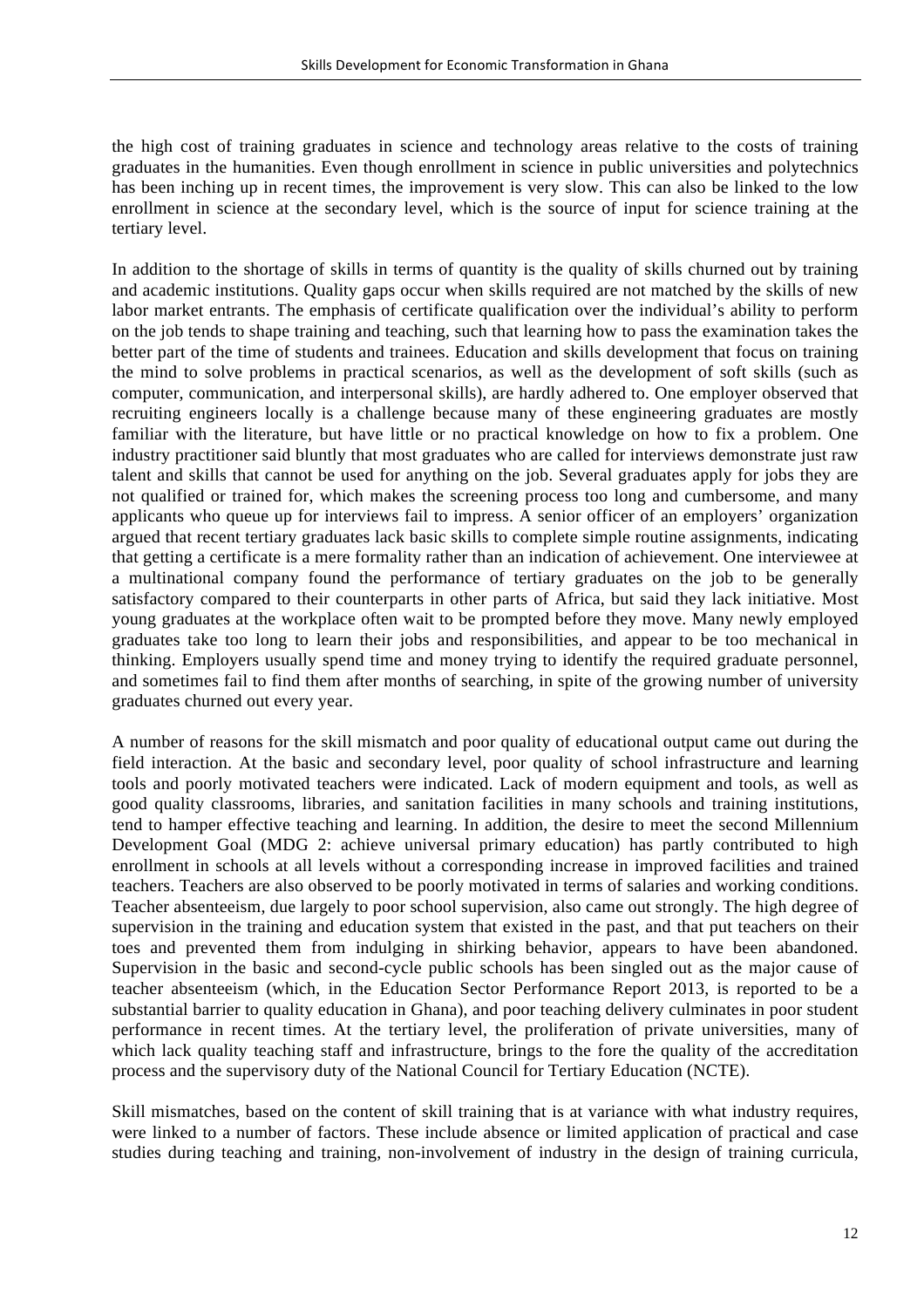the high cost of training graduates in science and technology areas relative to the costs of training graduates in the humanities. Even though enrollment in science in public universities and polytechnics has been inching up in recent times, the improvement is very slow. This can also be linked to the low enrollment in science at the secondary level, which is the source of input for science training at the tertiary level.

In addition to the shortage of skills in terms of quantity is the quality of skills churned out by training and academic institutions. Quality gaps occur when skills required are not matched by the skills of new labor market entrants. The emphasis of certificate qualification over the individual's ability to perform on the job tends to shape training and teaching, such that learning how to pass the examination takes the better part of the time of students and trainees. Education and skills development that focus on training the mind to solve problems in practical scenarios, as well as the development of soft skills (such as computer, communication, and interpersonal skills), are hardly adhered to. One employer observed that recruiting engineers locally is a challenge because many of these engineering graduates are mostly familiar with the literature, but have little or no practical knowledge on how to fix a problem. One industry practitioner said bluntly that most graduates who are called for interviews demonstrate just raw talent and skills that cannot be used for anything on the job. Several graduates apply for jobs they are not qualified or trained for, which makes the screening process too long and cumbersome, and many applicants who queue up for interviews fail to impress. A senior officer of an employers' organization argued that recent tertiary graduates lack basic skills to complete simple routine assignments, indicating that getting a certificate is a mere formality rather than an indication of achievement. One interviewee at a multinational company found the performance of tertiary graduates on the job to be generally satisfactory compared to their counterparts in other parts of Africa, but said they lack initiative. Most young graduates at the workplace often wait to be prompted before they move. Many newly employed graduates take too long to learn their jobs and responsibilities, and appear to be too mechanical in thinking. Employers usually spend time and money trying to identify the required graduate personnel, and sometimes fail to find them after months of searching, in spite of the growing number of university graduates churned out every year.

A number of reasons for the skill mismatch and poor quality of educational output came out during the field interaction. At the basic and secondary level, poor quality of school infrastructure and learning tools and poorly motivated teachers were indicated. Lack of modern equipment and tools, as well as good quality classrooms, libraries, and sanitation facilities in many schools and training institutions, tend to hamper effective teaching and learning. In addition, the desire to meet the second Millennium Development Goal (MDG 2: achieve universal primary education) has partly contributed to high enrollment in schools at all levels without a corresponding increase in improved facilities and trained teachers. Teachers are also observed to be poorly motivated in terms of salaries and working conditions. Teacher absenteeism, due largely to poor school supervision, also came out strongly. The high degree of supervision in the training and education system that existed in the past, and that put teachers on their toes and prevented them from indulging in shirking behavior, appears to have been abandoned. Supervision in the basic and second-cycle public schools has been singled out as the major cause of teacher absenteeism (which, in the Education Sector Performance Report 2013, is reported to be a substantial barrier to quality education in Ghana), and poor teaching delivery culminates in poor student performance in recent times. At the tertiary level, the proliferation of private universities, many of which lack quality teaching staff and infrastructure, brings to the fore the quality of the accreditation process and the supervisory duty of the National Council for Tertiary Education (NCTE).

Skill mismatches, based on the content of skill training that is at variance with what industry requires, were linked to a number of factors. These include absence or limited application of practical and case studies during teaching and training, non-involvement of industry in the design of training curricula,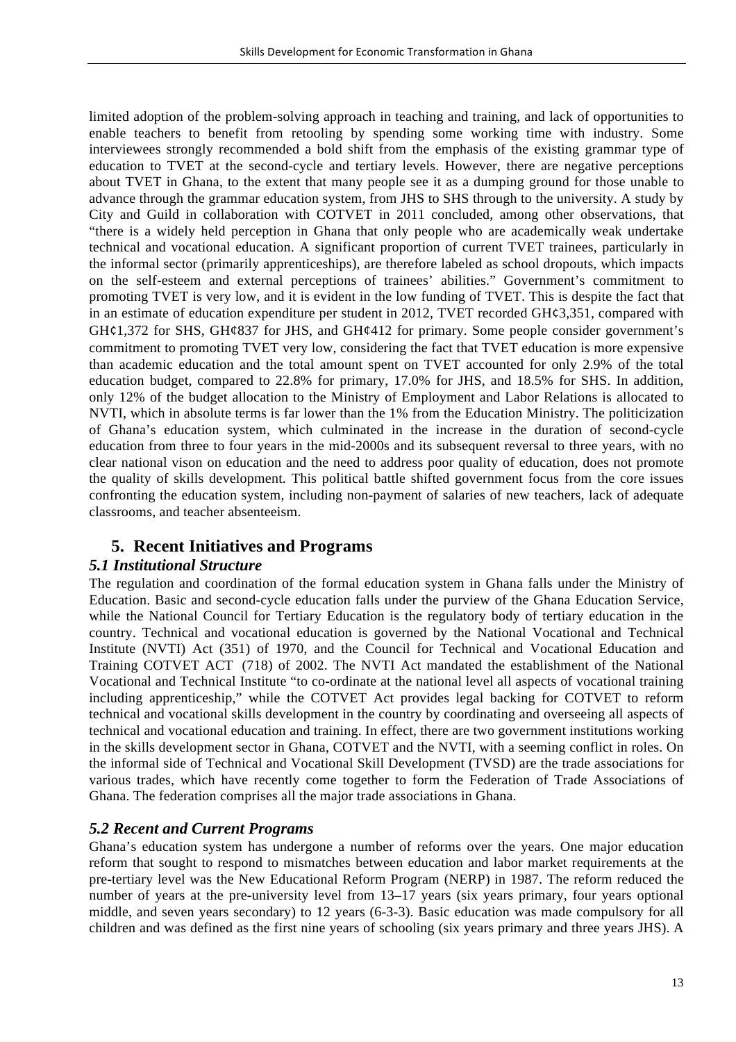limited adoption of the problem-solving approach in teaching and training, and lack of opportunities to enable teachers to benefit from retooling by spending some working time with industry. Some interviewees strongly recommended a bold shift from the emphasis of the existing grammar type of education to TVET at the second-cycle and tertiary levels. However, there are negative perceptions about TVET in Ghana, to the extent that many people see it as a dumping ground for those unable to advance through the grammar education system, from JHS to SHS through to the university. A study by City and Guild in collaboration with COTVET in 2011 concluded, among other observations, that "there is a widely held perception in Ghana that only people who are academically weak undertake technical and vocational education. A significant proportion of current TVET trainees, particularly in the informal sector (primarily apprenticeships), are therefore labeled as school dropouts, which impacts on the self-esteem and external perceptions of trainees' abilities." Government's commitment to promoting TVET is very low, and it is evident in the low funding of TVET. This is despite the fact that in an estimate of education expenditure per student in 2012, TVET recorded GH¢3,351, compared with GH¢1,372 for SHS, GH¢837 for JHS, and GH¢412 for primary. Some people consider government's commitment to promoting TVET very low, considering the fact that TVET education is more expensive than academic education and the total amount spent on TVET accounted for only 2.9% of the total education budget, compared to 22.8% for primary, 17.0% for JHS, and 18.5% for SHS. In addition, only 12% of the budget allocation to the Ministry of Employment and Labor Relations is allocated to NVTI, which in absolute terms is far lower than the 1% from the Education Ministry. The politicization of Ghana's education system, which culminated in the increase in the duration of second-cycle education from three to four years in the mid-2000s and its subsequent reversal to three years, with no clear national vison on education and the need to address poor quality of education, does not promote the quality of skills development. This political battle shifted government focus from the core issues confronting the education system, including non-payment of salaries of new teachers, lack of adequate classrooms, and teacher absenteeism.

## 5. Recent Initiatives and Programs

### *5.1 Institutional Structure*

The regulation and coordination of the formal education system in Ghana falls under the Ministry of Education. Basic and second-cycle education falls under the purview of the Ghana Education Service, while the National Council for Tertiary Education is the regulatory body of tertiary education in the country. Technical and vocational education is governed by the National Vocational and Technical Institute (NVTI) Act (351) of 1970, and the Council for Technical and Vocational Education and Training COTVET ACT (718) of 2002. The NVTI Act mandated the establishment of the National Vocational and Technical Institute "to co-ordinate at the national level all aspects of vocational training including apprenticeship," while the COTVET Act provides legal backing for COTVET to reform technical and vocational skills development in the country by coordinating and overseeing all aspects of technical and vocational education and training. In effect, there are two government institutions working in the skills development sector in Ghana, COTVET and the NVTI, with a seeming conflict in roles. On the informal side of Technical and Vocational Skill Development (TVSD) are the trade associations for various trades, which have recently come together to form the Federation of Trade Associations of Ghana. The federation comprises all the major trade associations in Ghana.

### *5.2 Recent and Current Programs*

Ghana's education system has undergone a number of reforms over the years. One major education reform that sought to respond to mismatches between education and labor market requirements at the pre-tertiary level was the New Educational Reform Program (NERP) in 1987. The reform reduced the number of years at the pre-university level from 13–17 years (six years primary, four years optional middle, and seven years secondary) to 12 years (6-3-3). Basic education was made compulsory for all children and was defined as the first nine years of schooling (six years primary and three years JHS). A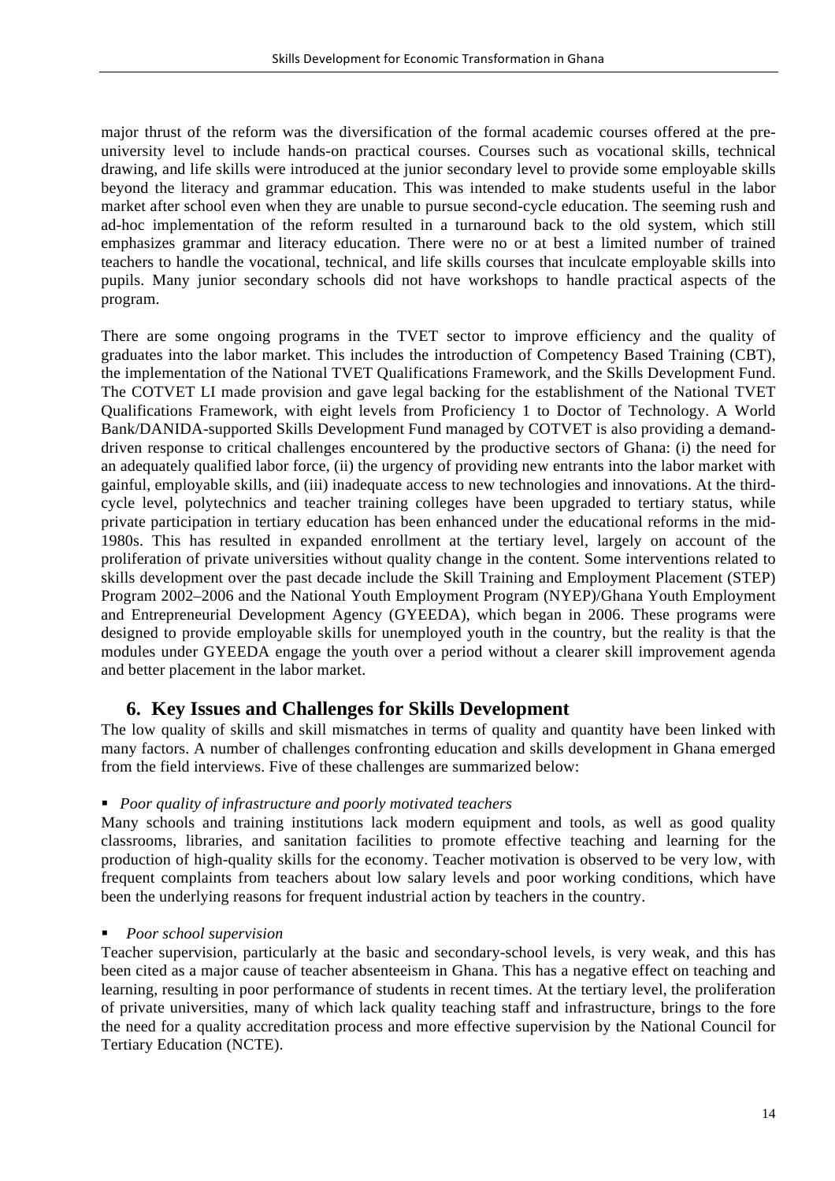major thrust of the reform was the diversification of the formal academic courses offered at the pre-university level to include hands-on practical courses. Courses such as vocational skills, technical drawing, and life skills were introduced at the junior secondary level to provide some employable skills beyond the literacy and grammar education. This was intended to make students useful in the labor market after school even when they are unable to pursue second-cycle education. The seeming rush and ad-hoc implementation of the reform resulted in a turnaround back to the old system, which still emphasizes grammar and literacy education. There were no or at best a limited number of trained teachers to handle the vocational, technical, and life skills courses that inculcate employable skills into pupils. Many junior secondary schools did not have workshops to handle practical aspects of the program.

There are some ongoing programs in the TVET sector to improve efficiency and the quality of graduates into the labor market. This includes the introduction of Competency Based Training (CBT), the implementation of the National TVET Qualifications Framework, and the Skills Development Fund. The COTVET LI made provision and gave legal backing for the establishment of the National TVET Qualifications Framework, with eight levels from Proficiency 1 to Doctor of Technology. A World Bank/DANIDA-supported Skills Development Fund managed by COTVET is also providing a demand-driven response to critical challenges encountered by the productive sectors of Ghana: (i) the need for an adequately qualified labor force, (ii) the urgency of providing new entrants into the labor market with gainful, employable skills, and (iii) inadequate access to new technologies and innovations. At the third-cycle level, polytechnics and teacher training colleges have been upgraded to tertiary status, while private participation in tertiary education has been enhanced under the educational reforms in the mid-1980s. This has resulted in expanded enrollment at the tertiary level, largely on account of the proliferation of private universities without quality change in the content. Some interventions related to skills development over the past decade include the Skill Training and Employment Placement (STEP) Program 2002–2006 and the National Youth Employment Program (NYEP)/Ghana Youth Employment and Entrepreneurial Development Agency (GYEEDA), which began in 2006. These programs were designed to provide employable skills for unemployed youth in the country, but the reality is that the modules under GYEEDA engage the youth over a period without a clearer skill improvement agenda and better placement in the labor market.

## 6. Key Issues and Challenges for Skills Development

The low quality of skills and skill mismatches in terms of quality and quantity have been linked with many factors. A number of challenges confronting education and skills development in Ghana emerged from the field interviews. Five of these challenges are summarized below:

- *Poor quality of infrastructure and poorly motivated teachers*

Many schools and training institutions lack modern equipment and tools, as well as good quality classrooms, libraries, and sanitation facilities to promote effective teaching and learning for the production of high-quality skills for the economy. Teacher motivation is observed to be very low, with frequent complaints from teachers about low salary levels and poor working conditions, which have been the underlying reasons for frequent industrial action by teachers in the country.

- *Poor school supervision*

Teacher supervision, particularly at the basic and secondary-school levels, is very weak, and this has been cited as a major cause of teacher absenteeism in Ghana. This has a negative effect on teaching and learning, resulting in poor performance of students in recent times. At the tertiary level, the proliferation of private universities, many of which lack quality teaching staff and infrastructure, brings to the fore the need for a quality accreditation process and more effective supervision by the National Council for Tertiary Education (NCTE).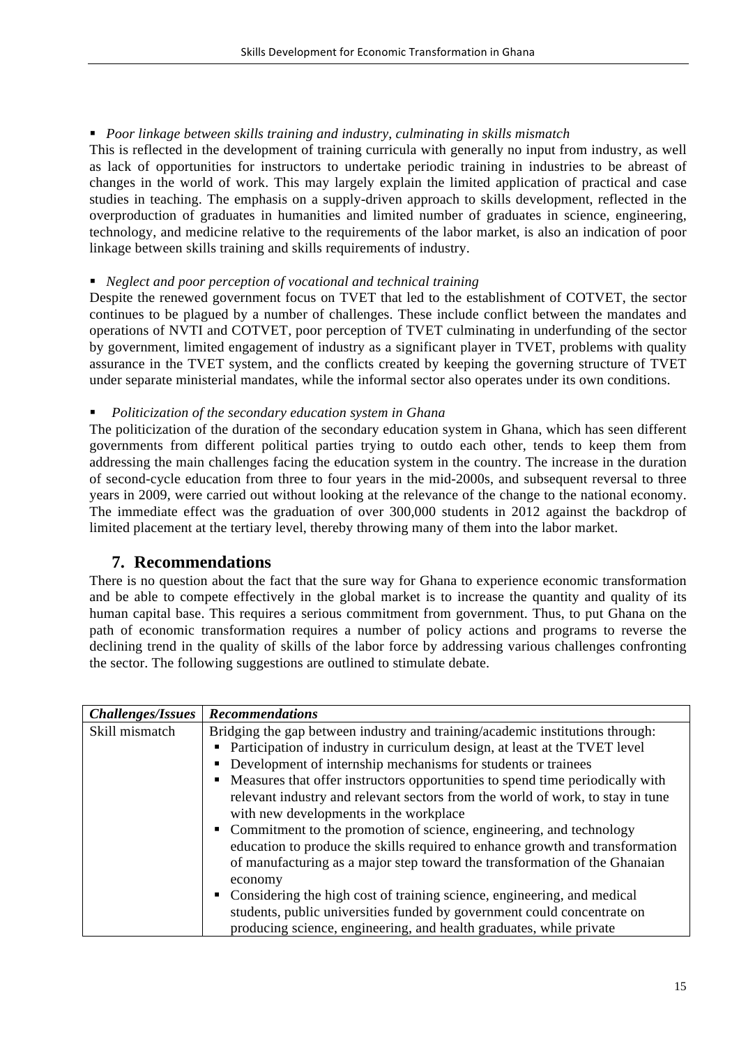- *Poor linkage between skills training and industry, culminating in skills mismatch*

This is reflected in the development of training curricula with generally no input from industry, as well as lack of opportunities for instructors to undertake periodic training in industries to be abreast of changes in the world of work. This may largely explain the limited application of practical and case studies in teaching. The emphasis on a supply-driven approach to skills development, reflected in the overproduction of graduates in humanities and limited number of graduates in science, engineering, technology, and medicine relative to the requirements of the labor market, is also an indication of poor linkage between skills training and skills requirements of industry.

- *Neglect and poor perception of vocational and technical training*

Despite the renewed government focus on TVET that led to the establishment of COTVET, the sector continues to be plagued by a number of challenges. These include conflict between the mandates and operations of NVTI and COTVET, poor perception of TVET culminating in underfunding of the sector by government, limited engagement of industry as a significant player in TVET, problems with quality assurance in the TVET system, and the conflicts created by keeping the governing structure of TVET under separate ministerial mandates, while the informal sector also operates under its own conditions.

- *Politicization of the secondary education system in Ghana*

The politicization of the duration of the secondary education system in Ghana, which has seen different governments from different political parties trying to outdo each other, tends to keep them from addressing the main challenges facing the education system in the country. The increase in the duration of second-cycle education from three to four years in the mid-2000s, and subsequent reversal to three years in 2009, were carried out without looking at the relevance of the change to the national economy. The immediate effect was the graduation of over 300,000 students in 2012 against the backdrop of limited placement at the tertiary level, thereby throwing many of them into the labor market.

## 7. Recommendations

There is no question about the fact that the sure way for Ghana to experience economic transformation and be able to compete effectively in the global market is to increase the quantity and quality of its human capital base. This requires a serious commitment from government. Thus, to put Ghana on the path of economic transformation requires a number of policy actions and programs to reverse the declining trend in the quality of skills of the labor force by addressing various challenges confronting the sector. The following suggestions are outlined to stimulate debate.

| ***Challenges/Issues*** | ***Recommendations*** |
|---|---|
| Skill mismatch | Bridging the gap between industry and training/academic institutions through:<br>▪ Participation of industry in curriculum design, at least at the TVET level<br>▪ Development of internship mechanisms for students or trainees<br>▪ Measures that offer instructors opportunities to spend time periodically with relevant industry and relevant sectors from the world of work, to stay in tune with new developments in the workplace<br>▪ Commitment to the promotion of science, engineering, and technology education to produce the skills required to enhance growth and transformation of manufacturing as a major step toward the transformation of the Ghanaian economy<br>▪ Considering the high cost of training science, engineering, and medical students, public universities funded by government could concentrate on producing science, engineering, and health graduates, while private |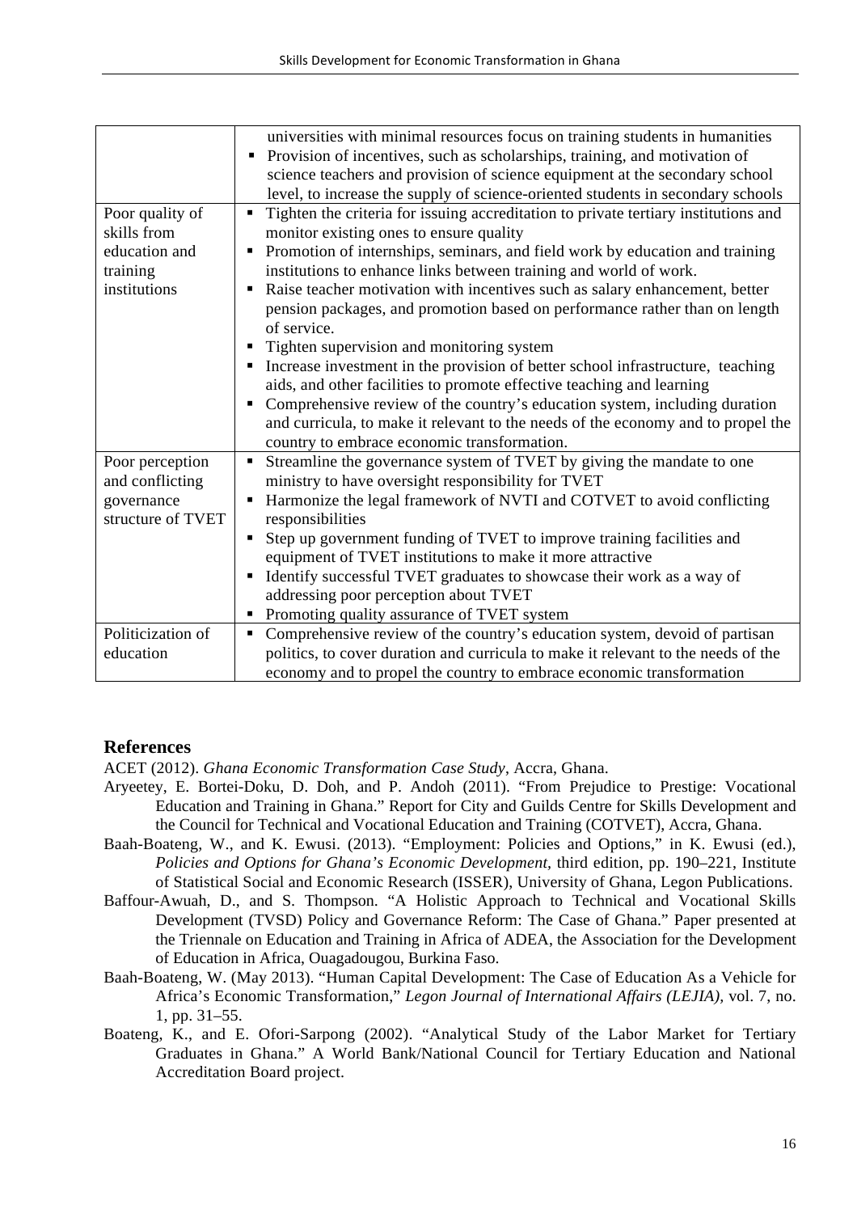| | |
|---|---|
| | universities with minimal resources focus on training students in humanities<br>▪ Provision of incentives, such as scholarships, training, and motivation of science teachers and provision of science equipment at the secondary school level, to increase the supply of science-oriented students in secondary schools |
| Poor quality of skills from education and training institutions | ▪ Tighten the criteria for issuing accreditation to private tertiary institutions and monitor existing ones to ensure quality<br>▪ Promotion of internships, seminars, and field work by education and training institutions to enhance links between training and world of work.<br>▪ Raise teacher motivation with incentives such as salary enhancement, better pension packages, and promotion based on performance rather than on length of service.<br>▪ Tighten supervision and monitoring system<br>▪ Increase investment in the provision of better school infrastructure, teaching aids, and other facilities to promote effective teaching and learning<br>▪ Comprehensive review of the country's education system, including duration and curricula, to make it relevant to the needs of the economy and to propel the country to embrace economic transformation. |
| Poor perception and conflicting governance structure of TVET | ▪ Streamline the governance system of TVET by giving the mandate to one ministry to have oversight responsibility for TVET<br>▪ Harmonize the legal framework of NVTI and COTVET to avoid conflicting responsibilities<br>▪ Step up government funding of TVET to improve training facilities and equipment of TVET institutions to make it more attractive<br>▪ Identify successful TVET graduates to showcase their work as a way of addressing poor perception about TVET<br>▪ Promoting quality assurance of TVET system |
| Politicization of education | ▪ Comprehensive review of the country's education system, devoid of partisan politics, to cover duration and curricula to make it relevant to the needs of the economy and to propel the country to embrace economic transformation |

## References

ACET (2012). *Ghana Economic Transformation Case Study*, Accra, Ghana.

Aryeetey, E. Bortei-Doku, D. Doh, and P. Andoh (2011). "From Prejudice to Prestige: Vocational Education and Training in Ghana." Report for City and Guilds Centre for Skills Development and the Council for Technical and Vocational Education and Training (COTVET), Accra, Ghana.

Baah-Boateng, W., and K. Ewusi. (2013). "Employment: Policies and Options," in K. Ewusi (ed.), *Policies and Options for Ghana's Economic Development,* third edition, pp. 190–221, Institute of Statistical Social and Economic Research (ISSER), University of Ghana, Legon Publications.

Baffour-Awuah, D., and S. Thompson. "A Holistic Approach to Technical and Vocational Skills Development (TVSD) Policy and Governance Reform: The Case of Ghana." Paper presented at the Triennale on Education and Training in Africa of ADEA, the Association for the Development of Education in Africa, Ouagadougou, Burkina Faso.

Baah-Boateng, W. (May 2013). "Human Capital Development: The Case of Education As a Vehicle for Africa's Economic Transformation," *Legon Journal of International Affairs (LEJIA),* vol. 7, no. 1, pp. 31–55.

Boateng, K., and E. Ofori-Sarpong (2002). "Analytical Study of the Labor Market for Tertiary Graduates in Ghana." A World Bank/National Council for Tertiary Education and National Accreditation Board project.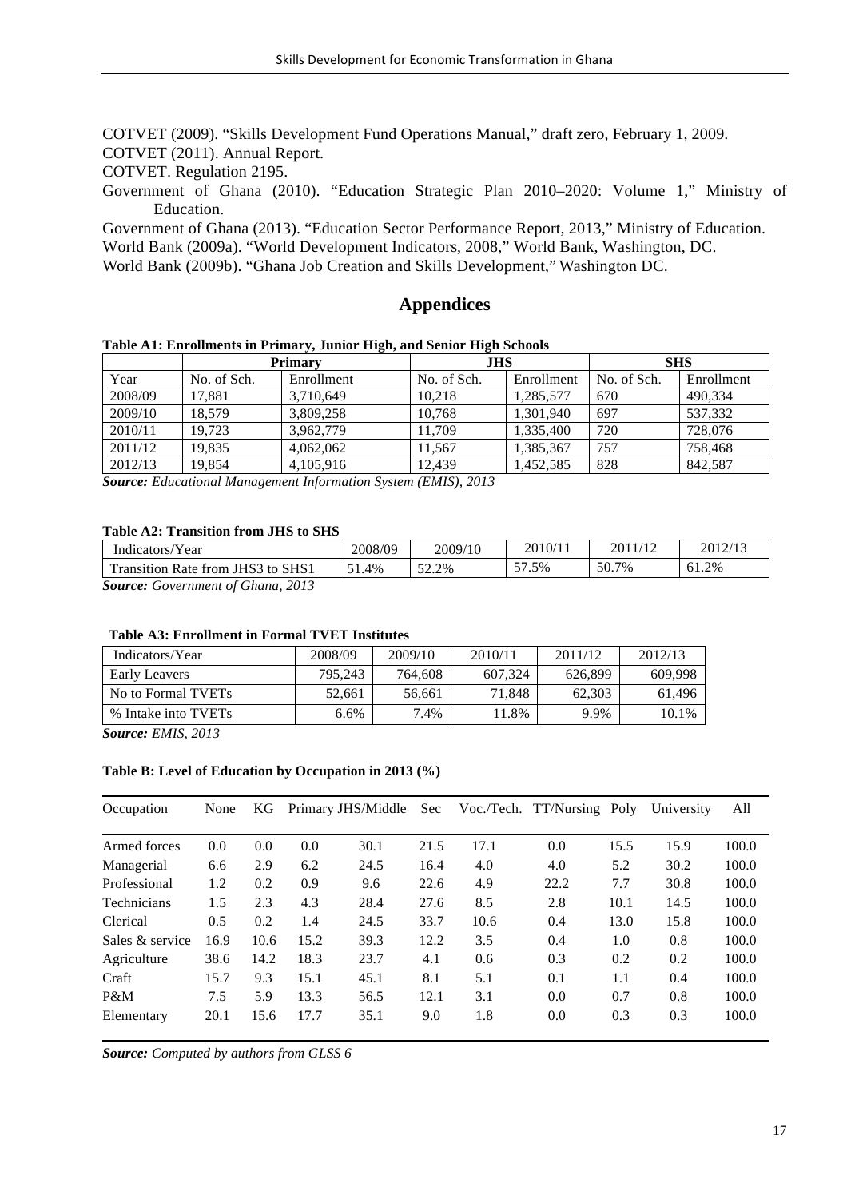COTVET (2009). "Skills Development Fund Operations Manual," draft zero, February 1, 2009.

COTVET (2011). Annual Report.

COTVET. Regulation 2195.

Government of Ghana (2010). "Education Strategic Plan 2010–2020: Volume 1," Ministry of Education.

Government of Ghana (2013). "Education Sector Performance Report, 2013," Ministry of Education.

World Bank (2009a). "World Development Indicators, 2008," World Bank, Washington, DC.

World Bank (2009b). "Ghana Job Creation and Skills Development," Washington DC.

## Appendices

**Table A1: Enrollments in Primary, Junior High, and Senior High Schools**

| | Primary | | JHS | | SHS | |
|---|---|---|---|---|---|---|
| Year | No. of Sch. | Enrollment | No. of Sch. | Enrollment | No. of Sch. | Enrollment |
| 2008/09 | 17,881 | 3,710,649 | 10,218 | 1,285,577 | 670 | 490,334 |
| 2009/10 | 18,579 | 3,809,258 | 10,768 | 1,301,940 | 697 | 537,332 |
| 2010/11 | 19,723 | 3,962,779 | 11,709 | 1,335,400 | 720 | 728,076 |
| 2011/12 | 19,835 | 4,062,062 | 11,567 | 1,385,367 | 757 | 758,468 |
| 2012/13 | 19,854 | 4,105,916 | 12,439 | 1,452,585 | 828 | 842,587 |

***Source:** Educational Management Information System (EMIS), 2013*

**Table A2: Transition from JHS to SHS**

| Indicators/Year | 2008/09 | 2009/10 | 2010/11 | 2011/12 | 2012/13 |
|---|---|---|---|---|---|
| Transition Rate from JHS3 to SHS1 | 51.4% | 52.2% | 57.5% | 50.7% | 61.2% |

***Source:** Government of Ghana, 2013*

**Table A3: Enrollment in Formal TVET Institutes**

| Indicators/Year | 2008/09 | 2009/10 | 2010/11 | 2011/12 | 2012/13 |
|---|---|---|---|---|---|
| Early Leavers | 795,243 | 764,608 | 607,324 | 626,899 | 609,998 |
| No to Formal TVETs | 52,661 | 56,661 | 71,848 | 62,303 | 61,496 |
| % Intake into TVETs | 6.6% | 7.4% | 11.8% | 9.9% | 10.1% |

***Source:** EMIS, 2013*

**Table B: Level of Education by Occupation in 2013 (%)**

| Occupation | None | KG | Primary | JHS/Middle | Sec | Voc./Tech. | TT/Nursing | Poly | University | All |
|---|---|---|---|---|---|---|---|---|---|---|
| Armed forces | 0.0 | 0.0 | 0.0 | 30.1 | 21.5 | 17.1 | 0.0 | 15.5 | 15.9 | 100.0 |
| Managerial | 6.6 | 2.9 | 6.2 | 24.5 | 16.4 | 4.0 | 4.0 | 5.2 | 30.2 | 100.0 |
| Professional | 1.2 | 0.2 | 0.9 | 9.6 | 22.6 | 4.9 | 22.2 | 7.7 | 30.8 | 100.0 |
| Technicians | 1.5 | 2.3 | 4.3 | 28.4 | 27.6 | 8.5 | 2.8 | 10.1 | 14.5 | 100.0 |
| Clerical | 0.5 | 0.2 | 1.4 | 24.5 | 33.7 | 10.6 | 0.4 | 13.0 | 15.8 | 100.0 |
| Sales & service | 16.9 | 10.6 | 15.2 | 39.3 | 12.2 | 3.5 | 0.4 | 1.0 | 0.8 | 100.0 |
| Agriculture | 38.6 | 14.2 | 18.3 | 23.7 | 4.1 | 0.6 | 0.3 | 0.2 | 0.2 | 100.0 |
| Craft | 15.7 | 9.3 | 15.1 | 45.1 | 8.1 | 5.1 | 0.1 | 1.1 | 0.4 | 100.0 |
| P&M | 7.5 | 5.9 | 13.3 | 56.5 | 12.1 | 3.1 | 0.0 | 0.7 | 0.8 | 100.0 |
| Elementary | 20.1 | 15.6 | 17.7 | 35.1 | 9.0 | 1.8 | 0.0 | 0.3 | 0.3 | 100.0 |

***Source:** Computed by authors from GLSS 6*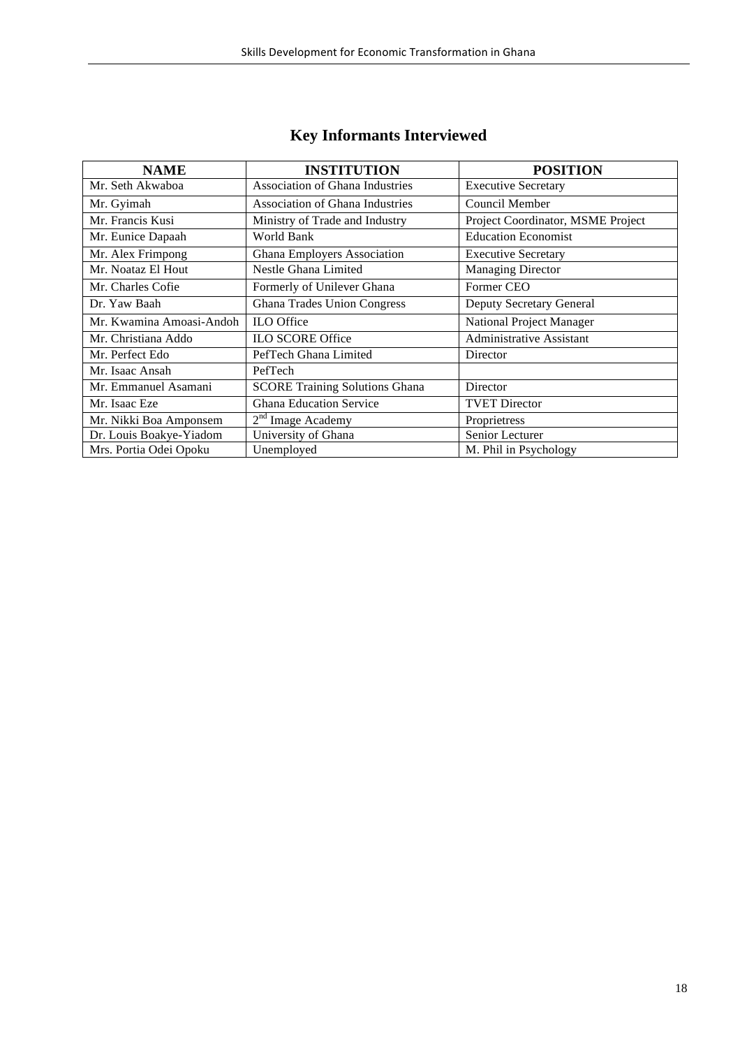# Key Informants Interviewed

| NAME | INSTITUTION | POSITION |
|---|---|---|
| Mr. Seth Akwaboa | Association of Ghana Industries | Executive Secretary |
| Mr. Gyimah | Association of Ghana Industries | Council Member |
| Mr. Francis Kusi | Ministry of Trade and Industry | Project Coordinator, MSME Project |
| Mr. Eunice Dapaah | World Bank | Education Economist |
| Mr. Alex Frimpong | Ghana Employers Association | Executive Secretary |
| Mr. Noataz El Hout | Nestle Ghana Limited | Managing Director |
| Mr. Charles Cofie | Formerly of Unilever Ghana | Former CEO |
| Dr. Yaw Baah | Ghana Trades Union Congress | Deputy Secretary General |
| Mr. Kwamina Amoasi-Andoh | ILO Office | National Project Manager |
| Mr. Christiana Addo | ILO SCORE Office | Administrative Assistant |
| Mr. Perfect Edo | PefTech Ghana Limited | Director |
| Mr. Isaac Ansah | PefTech | |
| Mr. Emmanuel Asamani | SCORE Training Solutions Ghana | Director |
| Mr. Isaac Eze | Ghana Education Service | TVET Director |
| Mr. Nikki Boa Amponsem | 2nd Image Academy | Proprietress |
| Dr. Louis Boakye-Yiadom | University of Ghana | Senior Lecturer |
| Mrs. Portia Odei Opoku | Unemployed | M. Phil in Psychology |